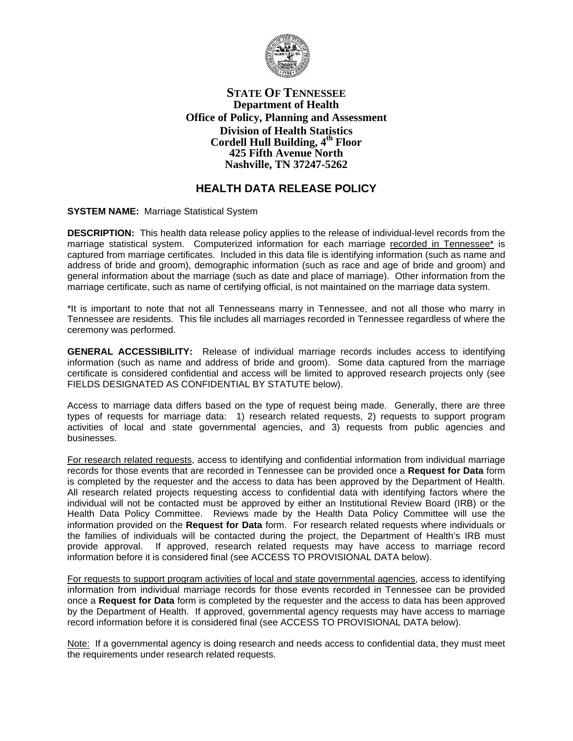**STATE OF TENNESSEE**
**Department of Health**
**Office of Policy, Planning and Assessment**
**Division of Health Statistics**
**Cordell Hull Building, 4th Floor**
**425 Fifth Avenue North**
**Nashville, TN 37247-5262**

# HEALTH DATA RELEASE POLICY

**SYSTEM NAME:** Marriage Statistical System

**DESCRIPTION:** This health data release policy applies to the release of individual-level records from the marriage statistical system. Computerized information for each marriage recorded in Tennessee* is captured from marriage certificates. Included in this data file is identifying information (such as name and address of bride and groom), demographic information (such as race and age of bride and groom) and general information about the marriage (such as date and place of marriage). Other information from the marriage certificate, such as name of certifying official, is not maintained on the marriage data system.

*It is important to note that not all Tennesseans marry in Tennessee, and not all those who marry in Tennessee are residents. This file includes all marriages recorded in Tennessee regardless of where the ceremony was performed.

**GENERAL ACCESSIBILITY:** Release of individual marriage records includes access to identifying information (such as name and address of bride and groom). Some data captured from the marriage certificate is considered confidential and access will be limited to approved research projects only (see FIELDS DESIGNATED AS CONFIDENTIAL BY STATUTE below).

Access to marriage data differs based on the type of request being made. Generally, there are three types of requests for marriage data: 1) research related requests, 2) requests to support program activities of local and state governmental agencies, and 3) requests from public agencies and businesses.

For research related requests, access to identifying and confidential information from individual marriage records for those events that are recorded in Tennessee can be provided once a **Request for Data** form is completed by the requester and the access to data has been approved by the Department of Health. All research related projects requesting access to confidential data with identifying factors where the individual will not be contacted must be approved by either an Institutional Review Board (IRB) or the Health Data Policy Committee. Reviews made by the Health Data Policy Committee will use the information provided on the **Request for Data** form. For research related requests where individuals or the families of individuals will be contacted during the project, the Department of Health's IRB must provide approval. If approved, research related requests may have access to marriage record information before it is considered final (see ACCESS TO PROVISIONAL DATA below).

For requests to support program activities of local and state governmental agencies, access to identifying information from individual marriage records for those events recorded in Tennessee can be provided once a **Request for Data** form is completed by the requester and the access to data has been approved by the Department of Health. If approved, governmental agency requests may have access to marriage record information before it is considered final (see ACCESS TO PROVISIONAL DATA below).

Note: If a governmental agency is doing research and needs access to confidential data, they must meet the requirements under research related requests.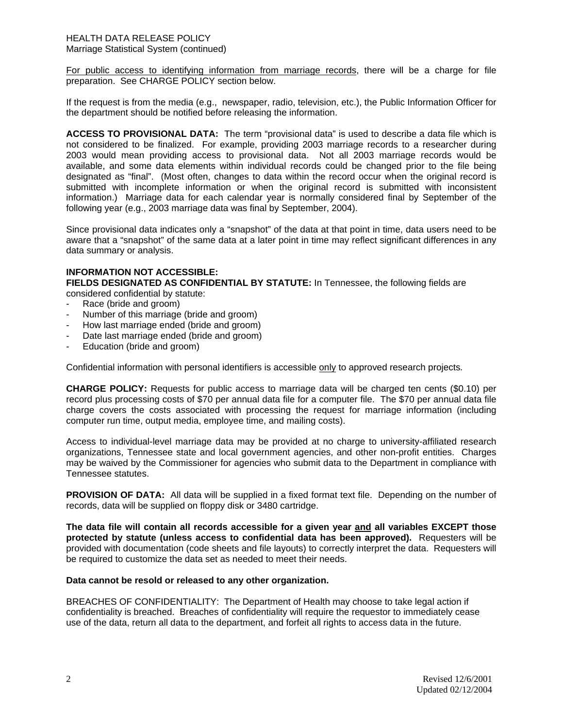For public access to identifying information from marriage records, there will be a charge for file preparation. See CHARGE POLICY section below.

If the request is from the media (e.g., newspaper, radio, television, etc.), the Public Information Officer for the department should be notified before releasing the information.

**ACCESS TO PROVISIONAL DATA:** The term "provisional data" is used to describe a data file which is not considered to be finalized. For example, providing 2003 marriage records to a researcher during 2003 would mean providing access to provisional data. Not all 2003 marriage records would be available, and some data elements within individual records could be changed prior to the file being designated as "final". (Most often, changes to data within the record occur when the original record is submitted with incomplete information or when the original record is submitted with inconsistent information.) Marriage data for each calendar year is normally considered final by September of the following year (e.g., 2003 marriage data was final by September, 2004).

Since provisional data indicates only a "snapshot" of the data at that point in time, data users need to be aware that a "snapshot" of the same data at a later point in time may reflect significant differences in any data summary or analysis.

**INFORMATION NOT ACCESSIBLE:**

**FIELDS DESIGNATED AS CONFIDENTIAL BY STATUTE:** In Tennessee, the following fields are considered confidential by statute:

- Race (bride and groom)
- Number of this marriage (bride and groom)
- How last marriage ended (bride and groom)
- Date last marriage ended (bride and groom)
- Education (bride and groom)

Confidential information with personal identifiers is accessible only to approved research projects.

**CHARGE POLICY:** Requests for public access to marriage data will be charged ten cents ($0.10) per record plus processing costs of $70 per annual data file for a computer file. The $70 per annual data file charge covers the costs associated with processing the request for marriage information (including computer run time, output media, employee time, and mailing costs).

Access to individual-level marriage data may be provided at no charge to university-affiliated research organizations, Tennessee state and local government agencies, and other non-profit entities. Charges may be waived by the Commissioner for agencies who submit data to the Department in compliance with Tennessee statutes.

**PROVISION OF DATA:** All data will be supplied in a fixed format text file. Depending on the number of records, data will be supplied on floppy disk or 3480 cartridge.

**The data file will contain all records accessible for a given year and all variables EXCEPT those protected by statute (unless access to confidential data has been approved).** Requesters will be provided with documentation (code sheets and file layouts) to correctly interpret the data. Requesters will be required to customize the data set as needed to meet their needs.

**Data cannot be resold or released to any other organization.**

BREACHES OF CONFIDENTIALITY: The Department of Health may choose to take legal action if confidentiality is breached. Breaches of confidentiality will require the requestor to immediately cease use of the data, return all data to the department, and forfeit all rights to access data in the future.

Revised 12/6/2001
Updated 02/12/2004